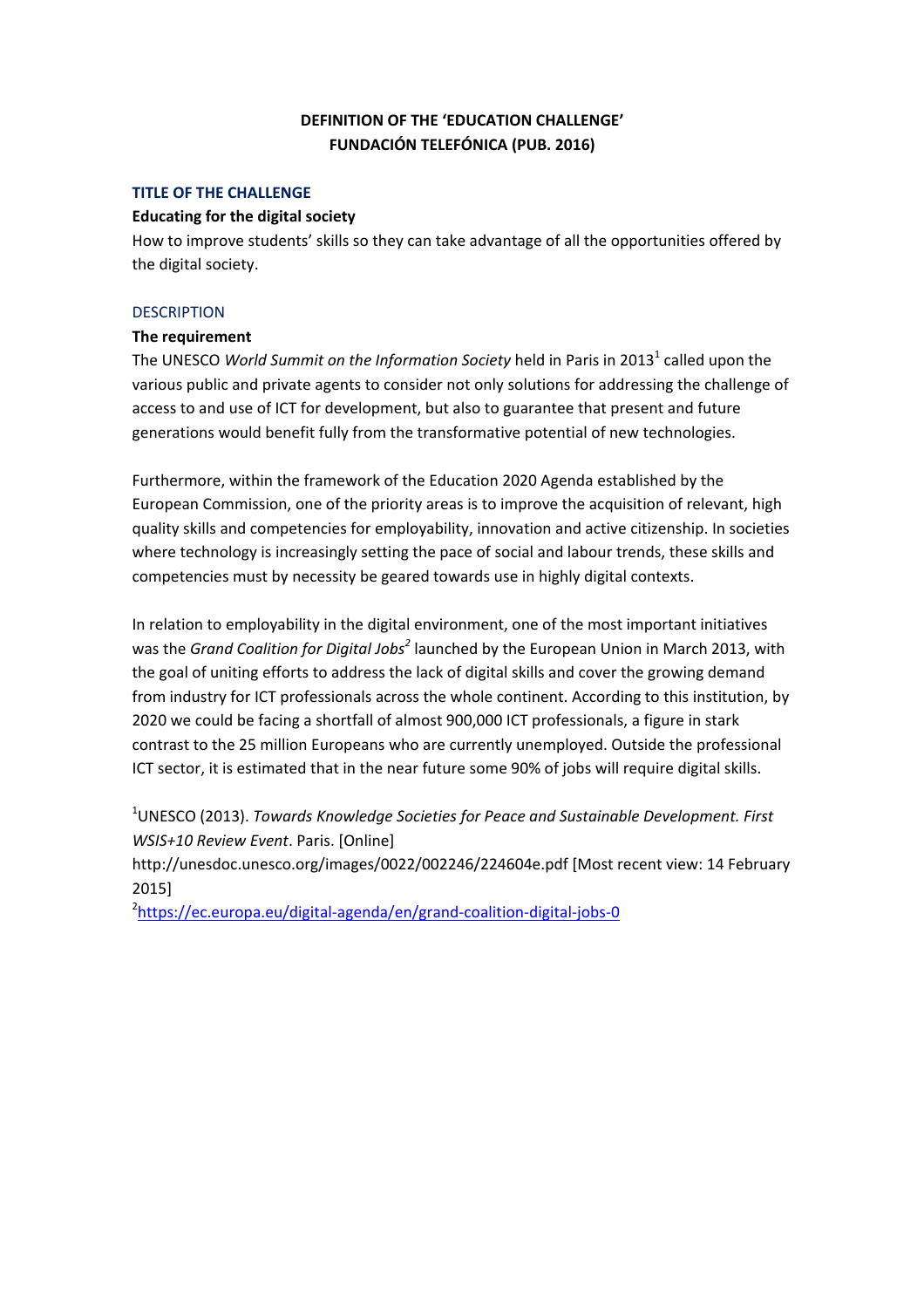# DEFINITION OF THE 'EDUCATION CHALLENGE'
# FUNDACIÓN TELEFÓNICA (PUB. 2016)

## TITLE OF THE CHALLENGE

**Educating for the digital society**

How to improve students' skills so they can take advantage of all the opportunities offered by the digital society.

## DESCRIPTION

**The requirement**

The UNESCO *World Summit on the Information Society* held in Paris in 2013[1] called upon the various public and private agents to consider not only solutions for addressing the challenge of access to and use of ICT for development, but also to guarantee that present and future generations would benefit fully from the transformative potential of new technologies.

Furthermore, within the framework of the Education 2020 Agenda established by the European Commission, one of the priority areas is to improve the acquisition of relevant, high quality skills and competencies for employability, innovation and active citizenship. In societies where technology is increasingly setting the pace of social and labour trends, these skills and competencies must by necessity be geared towards use in highly digital contexts.

In relation to employability in the digital environment, one of the most important initiatives was the *Grand Coalition for Digital Jobs*[2] launched by the European Union in March 2013, with the goal of uniting efforts to address the lack of digital skills and cover the growing demand from industry for ICT professionals across the whole continent. According to this institution, by 2020 we could be facing a shortfall of almost 900,000 ICT professionals, a figure in stark contrast to the 25 million Europeans who are currently unemployed. Outside the professional ICT sector, it is estimated that in the near future some 90% of jobs will require digital skills.

[1] UNESCO (2013). *Towards Knowledge Societies for Peace and Sustainable Development. First WSIS+10 Review Event*. Paris. [Online] http://unesdoc.unesco.org/images/0022/002246/224604e.pdf [Most recent view: 14 February 2015]

[2] https://ec.europa.eu/digital-agenda/en/grand-coalition-digital-jobs-0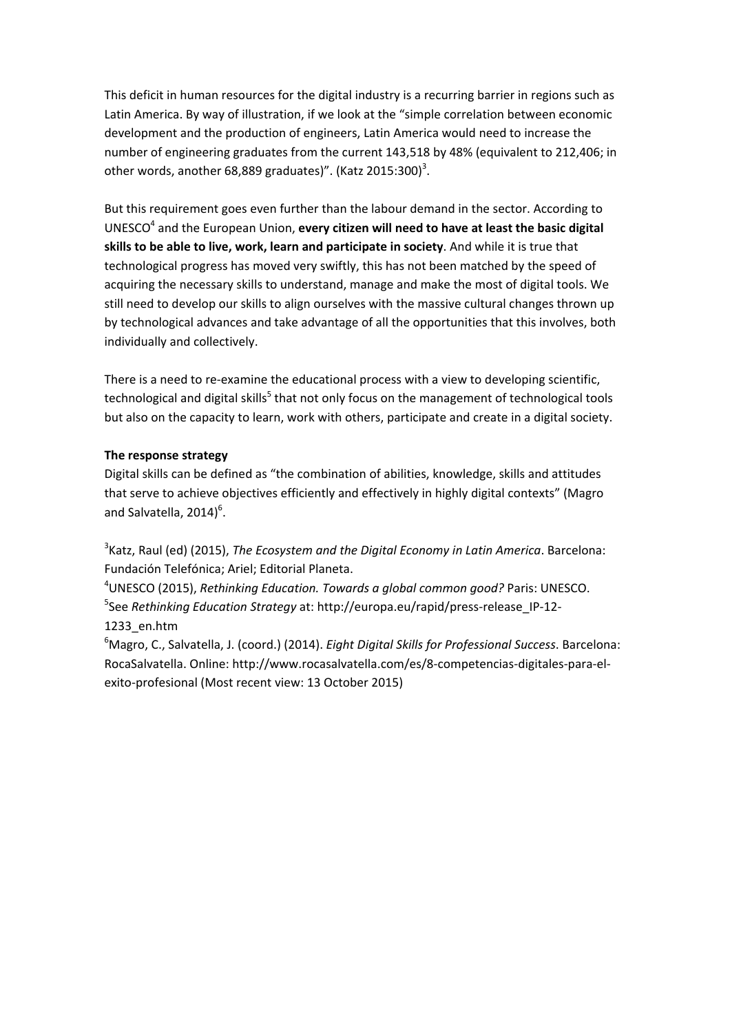This deficit in human resources for the digital industry is a recurring barrier in regions such as Latin America. By way of illustration, if we look at the "simple correlation between economic development and the production of engineers, Latin America would need to increase the number of engineering graduates from the current 143,518 by 48% (equivalent to 212,406; in other words, another 68,889 graduates)". (Katz 2015:300)[3].

But this requirement goes even further than the labour demand in the sector. According to UNESCO[4] and the European Union, **every citizen will need to have at least the basic digital skills to be able to live, work, learn and participate in society**. And while it is true that technological progress has moved very swiftly, this has not been matched by the speed of acquiring the necessary skills to understand, manage and make the most of digital tools. We still need to develop our skills to align ourselves with the massive cultural changes thrown up by technological advances and take advantage of all the opportunities that this involves, both individually and collectively.

There is a need to re-examine the educational process with a view to developing scientific, technological and digital skills[5] that not only focus on the management of technological tools but also on the capacity to learn, work with others, participate and create in a digital society.

**The response strategy**

Digital skills can be defined as "the combination of abilities, knowledge, skills and attitudes that serve to achieve objectives efficiently and effectively in highly digital contexts" (Magro and Salvatella, 2014)[6].

[3]Katz, Raul (ed) (2015), *The Ecosystem and the Digital Economy in Latin America*. Barcelona: Fundación Telefónica; Ariel; Editorial Planeta.

[4]UNESCO (2015), *Rethinking Education. Towards a global common good?* Paris: UNESCO.

[5]See *Rethinking Education Strategy* at: http://europa.eu/rapid/press-release_IP-12-1233_en.htm

[6]Magro, C., Salvatella, J. (coord.) (2014). *Eight Digital Skills for Professional Success*. Barcelona: RocaSalvatella. Online: http://www.rocasalvatella.com/es/8-competencias-digitales-para-el-exito-profesional (Most recent view: 13 October 2015)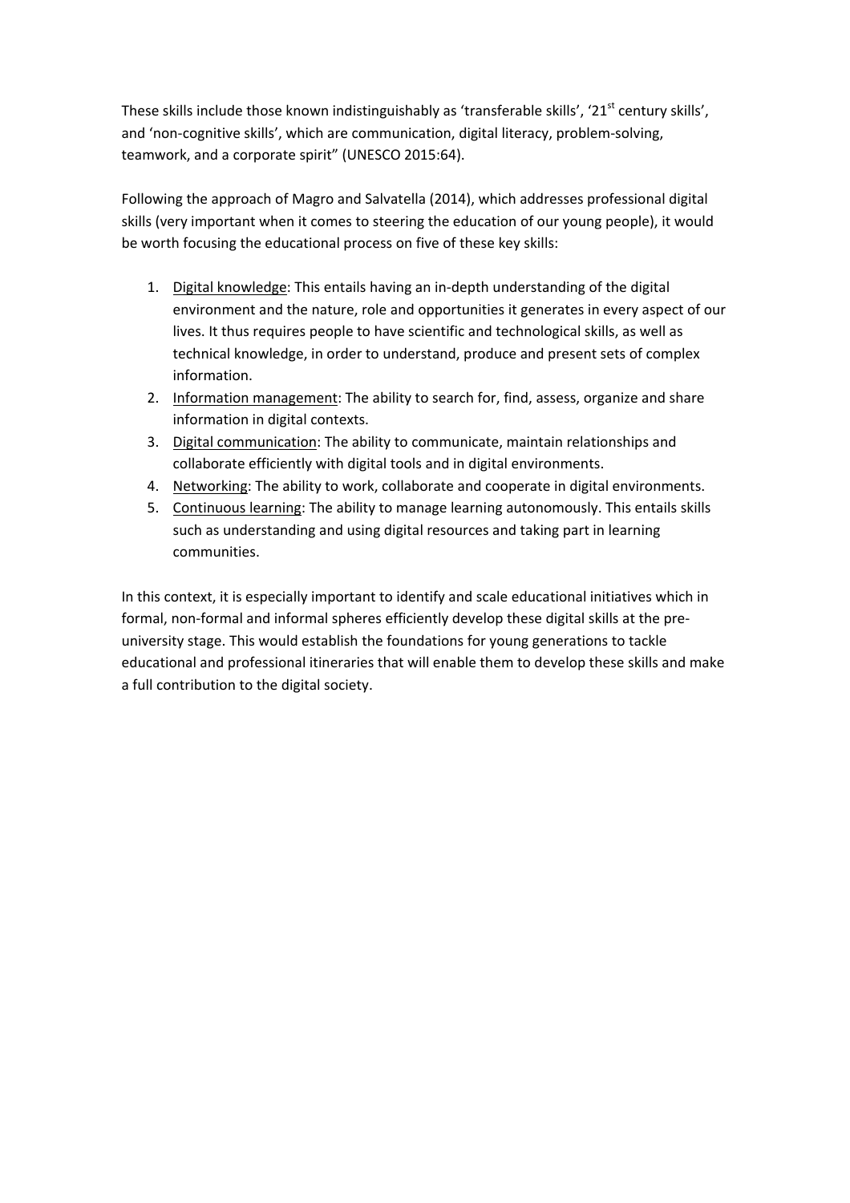These skills include those known indistinguishably as 'transferable skills', '21st century skills', and 'non-cognitive skills', which are communication, digital literacy, problem-solving, teamwork, and a corporate spirit" (UNESCO 2015:64).

Following the approach of Magro and Salvatella (2014), which addresses professional digital skills (very important when it comes to steering the education of our young people), it would be worth focusing the educational process on five of these key skills:

1. <u>Digital knowledge</u>: This entails having an in-depth understanding of the digital environment and the nature, role and opportunities it generates in every aspect of our lives. It thus requires people to have scientific and technological skills, as well as technical knowledge, in order to understand, produce and present sets of complex information.
2. <u>Information management</u>: The ability to search for, find, assess, organize and share information in digital contexts.
3. <u>Digital communication</u>: The ability to communicate, maintain relationships and collaborate efficiently with digital tools and in digital environments.
4. <u>Networking</u>: The ability to work, collaborate and cooperate in digital environments.
5. <u>Continuous learning</u>: The ability to manage learning autonomously. This entails skills such as understanding and using digital resources and taking part in learning communities.

In this context, it is especially important to identify and scale educational initiatives which in formal, non-formal and informal spheres efficiently develop these digital skills at the pre-university stage. This would establish the foundations for young generations to tackle educational and professional itineraries that will enable them to develop these skills and make a full contribution to the digital society.